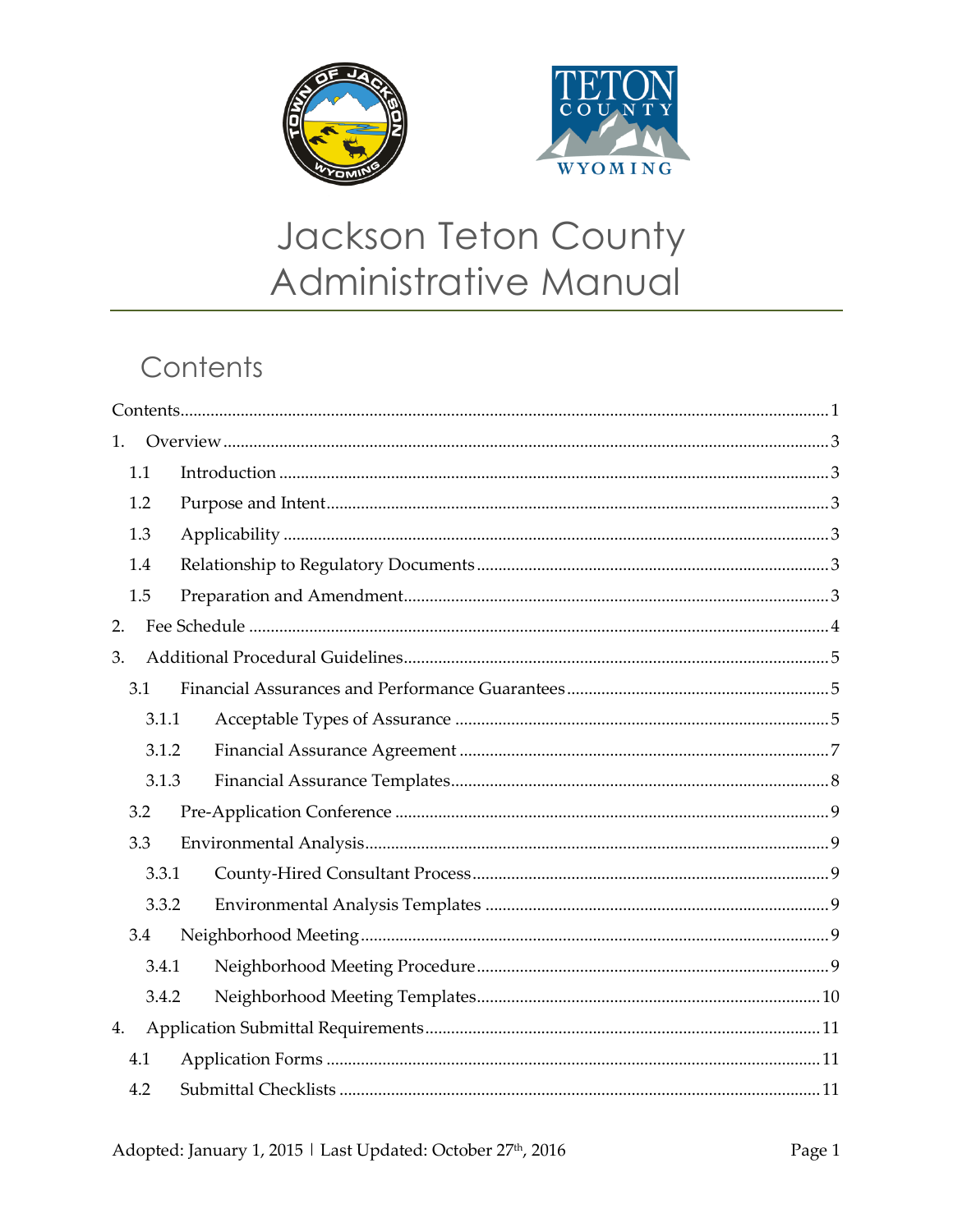# Jackson Teton County Administrative Manual

## Contents

Contents ..................................................................................................... 1

1. Overview ..................................................................................................... 3
   - 1.1 Introduction ..................................................................................................... 3
   - 1.2 Purpose and Intent ..................................................................................................... 3
   - 1.3 Applicability ..................................................................................................... 3
   - 1.4 Relationship to Regulatory Documents ..................................................................................................... 3
   - 1.5 Preparation and Amendment ..................................................................................................... 3
2. Fee Schedule ..................................................................................................... 4
3. Additional Procedural Guidelines ..................................................................................................... 5
   - 3.1 Financial Assurances and Performance Guarantees ..................................................................................................... 5
     - 3.1.1 Acceptable Types of Assurance ..................................................................................................... 5
     - 3.1.2 Financial Assurance Agreement ..................................................................................................... 7
     - 3.1.3 Financial Assurance Templates ..................................................................................................... 8
   - 3.2 Pre-Application Conference ..................................................................................................... 9
   - 3.3 Environmental Analysis ..................................................................................................... 9
     - 3.3.1 County-Hired Consultant Process ..................................................................................................... 9
     - 3.3.2 Environmental Analysis Templates ..................................................................................................... 9
   - 3.4 Neighborhood Meeting ..................................................................................................... 9
     - 3.4.1 Neighborhood Meeting Procedure ..................................................................................................... 9
     - 3.4.2 Neighborhood Meeting Templates ..................................................................................................... 10
4. Application Submittal Requirements ..................................................................................................... 11
   - 4.1 Application Forms ..................................................................................................... 11
   - 4.2 Submittal Checklists ..................................................................................................... 11

Adopted: January 1, 2015 | Last Updated: October 27th, 2016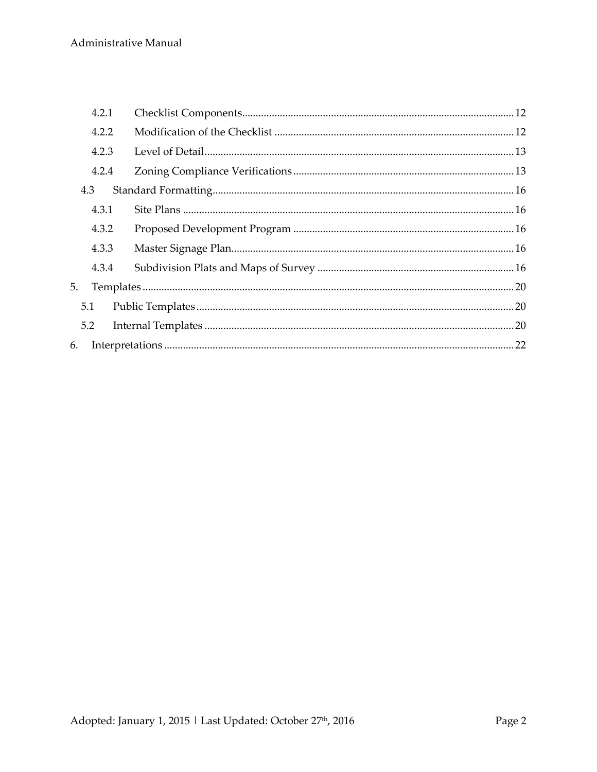| | | |
|---|---|---|
| 4.2.1 | Checklist Components | 12 |
| 4.2.2 | Modification of the Checklist | 12 |
| 4.2.3 | Level of Detail | 13 |
| 4.2.4 | Zoning Compliance Verifications | 13 |
| 4.3 | Standard Formatting | 16 |
| 4.3.1 | Site Plans | 16 |
| 4.3.2 | Proposed Development Program | 16 |
| 4.3.3 | Master Signage Plan | 16 |
| 4.3.4 | Subdivision Plats and Maps of Survey | 16 |
| 5. | Templates | 20 |
| 5.1 | Public Templates | 20 |
| 5.2 | Internal Templates | 20 |
| 6. | Interpretations | 22 |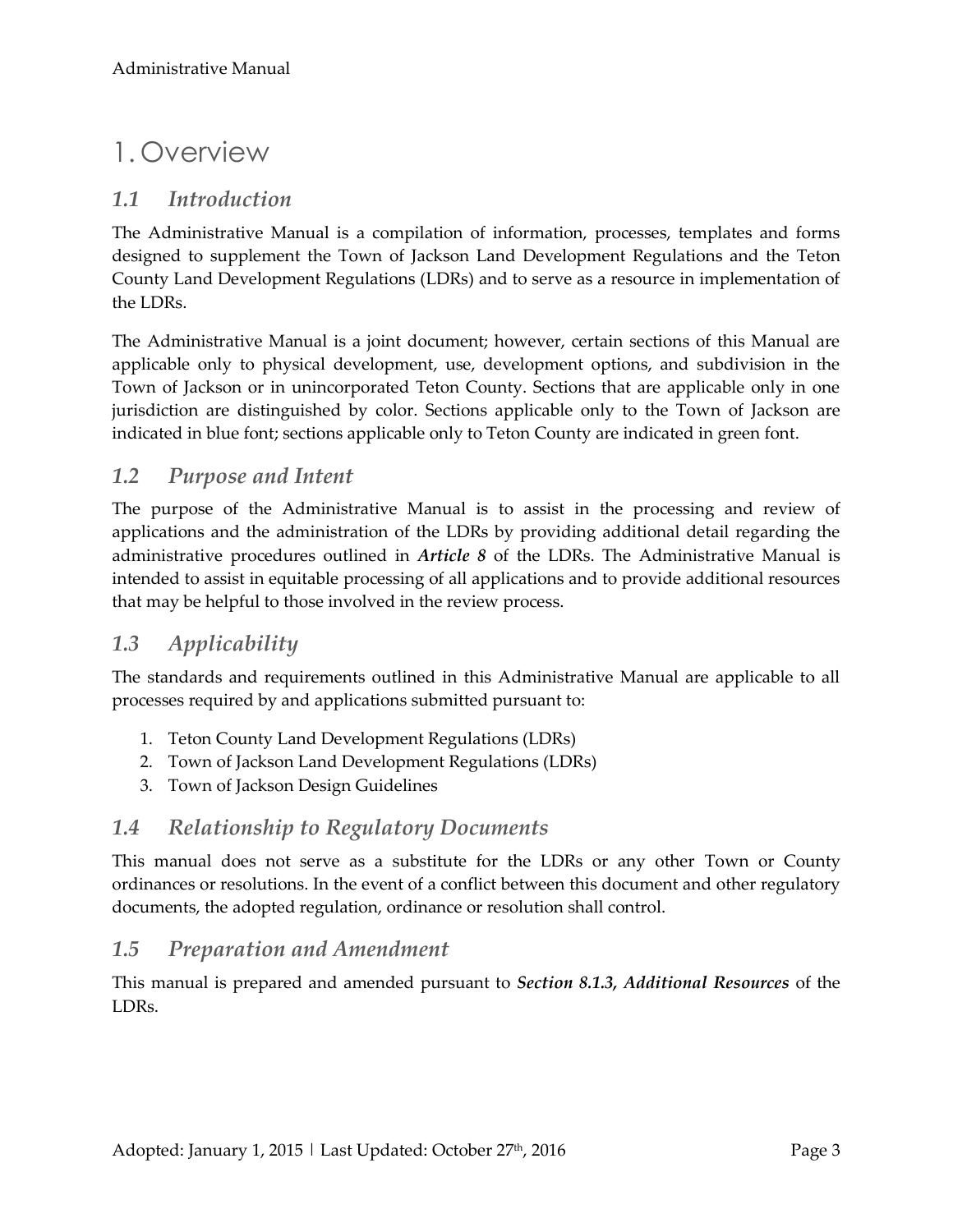# 1. Overview

## *1.1 Introduction*

The Administrative Manual is a compilation of information, processes, templates and forms designed to supplement the Town of Jackson Land Development Regulations and the Teton County Land Development Regulations (LDRs) and to serve as a resource in implementation of the LDRs.

The Administrative Manual is a joint document; however, certain sections of this Manual are applicable only to physical development, use, development options, and subdivision in the Town of Jackson or in unincorporated Teton County. Sections that are applicable only in one jurisdiction are distinguished by color. Sections applicable only to the Town of Jackson are indicated in blue font; sections applicable only to Teton County are indicated in green font.

## *1.2 Purpose and Intent*

The purpose of the Administrative Manual is to assist in the processing and review of applications and the administration of the LDRs by providing additional detail regarding the administrative procedures outlined in ***Article 8*** of the LDRs. The Administrative Manual is intended to assist in equitable processing of all applications and to provide additional resources that may be helpful to those involved in the review process.

## *1.3 Applicability*

The standards and requirements outlined in this Administrative Manual are applicable to all processes required by and applications submitted pursuant to:

1. Teton County Land Development Regulations (LDRs)
2. Town of Jackson Land Development Regulations (LDRs)
3. Town of Jackson Design Guidelines

## *1.4 Relationship to Regulatory Documents*

This manual does not serve as a substitute for the LDRs or any other Town or County ordinances or resolutions. In the event of a conflict between this document and other regulatory documents, the adopted regulation, ordinance or resolution shall control.

## *1.5 Preparation and Amendment*

This manual is prepared and amended pursuant to ***Section 8.1.3, Additional Resources*** of the LDRs.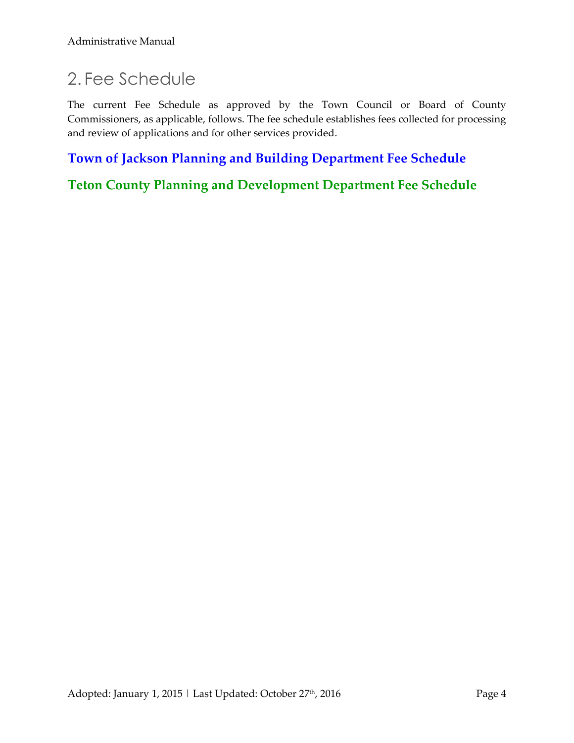# 2. Fee Schedule

The current Fee Schedule as approved by the Town Council or Board of County Commissioners, as applicable, follows. The fee schedule establishes fees collected for processing and review of applications and for other services provided.

**Town of Jackson Planning and Building Department Fee Schedule**

**Teton County Planning and Development Department Fee Schedule**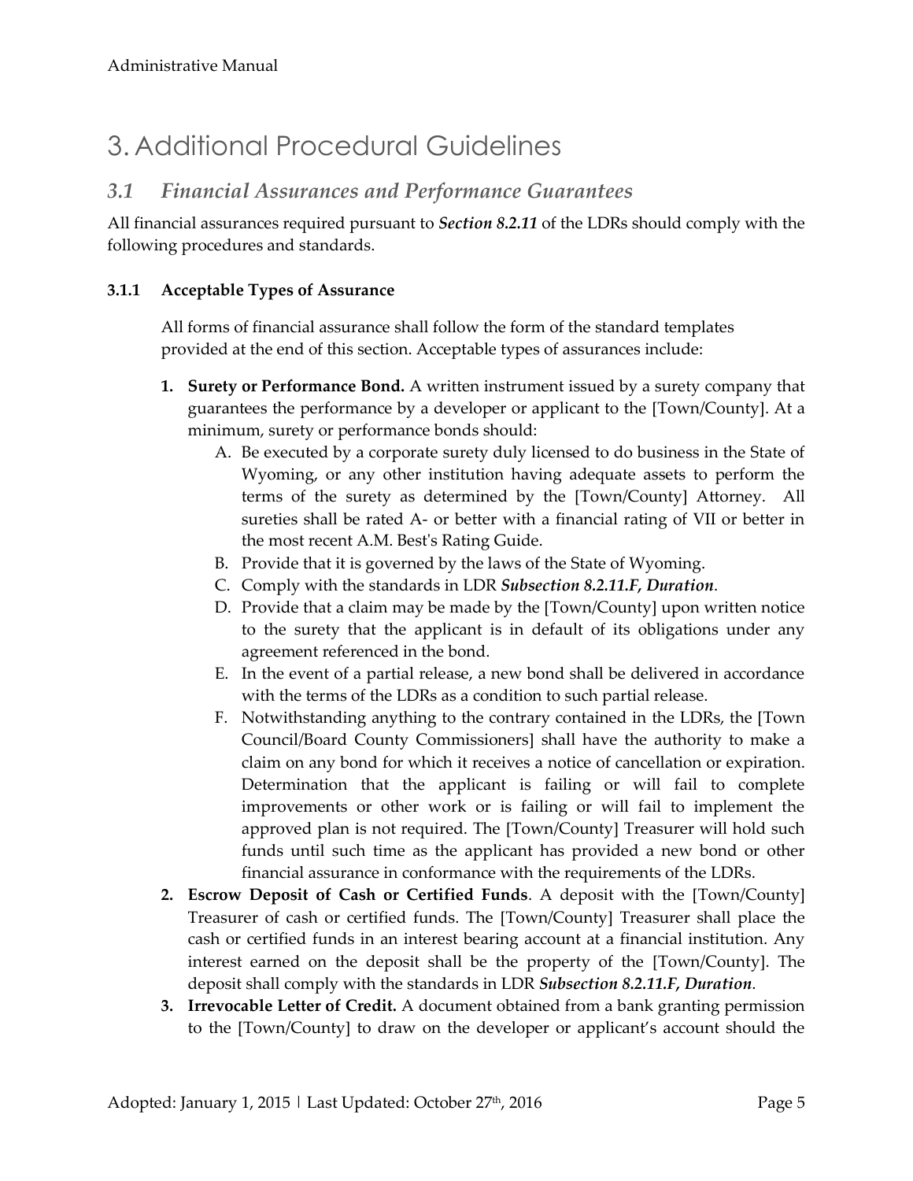# 3. Additional Procedural Guidelines

## *3.1 Financial Assurances and Performance Guarantees*

All financial assurances required pursuant to ***Section 8.2.11*** of the LDRs should comply with the following procedures and standards.

### 3.1.1 Acceptable Types of Assurance

All forms of financial assurance shall follow the form of the standard templates provided at the end of this section. Acceptable types of assurances include:

1. **Surety or Performance Bond.** A written instrument issued by a surety company that guarantees the performance by a developer or applicant to the [Town/County]. At a minimum, surety or performance bonds should:
   A. Be executed by a corporate surety duly licensed to do business in the State of Wyoming, or any other institution having adequate assets to perform the terms of the surety as determined by the [Town/County] Attorney. All sureties shall be rated A- or better with a financial rating of VII or better in the most recent A.M. Best's Rating Guide.
   B. Provide that it is governed by the laws of the State of Wyoming.
   C. Comply with the standards in LDR ***Subsection 8.2.11.F, Duration***.
   D. Provide that a claim may be made by the [Town/County] upon written notice to the surety that the applicant is in default of its obligations under any agreement referenced in the bond.
   E. In the event of a partial release, a new bond shall be delivered in accordance with the terms of the LDRs as a condition to such partial release.
   F. Notwithstanding anything to the contrary contained in the LDRs, the [Town Council/Board County Commissioners] shall have the authority to make a claim on any bond for which it receives a notice of cancellation or expiration. Determination that the applicant is failing or will fail to complete improvements or other work or is failing or will fail to implement the approved plan is not required. The [Town/County] Treasurer will hold such funds until such time as the applicant has provided a new bond or other financial assurance in conformance with the requirements of the LDRs.
2. **Escrow Deposit of Cash or Certified Funds**. A deposit with the [Town/County] Treasurer of cash or certified funds. The [Town/County] Treasurer shall place the cash or certified funds in an interest bearing account at a financial institution. Any interest earned on the deposit shall be the property of the [Town/County]. The deposit shall comply with the standards in LDR ***Subsection 8.2.11.F, Duration***.
3. **Irrevocable Letter of Credit.** A document obtained from a bank granting permission to the [Town/County] to draw on the developer or applicant's account should the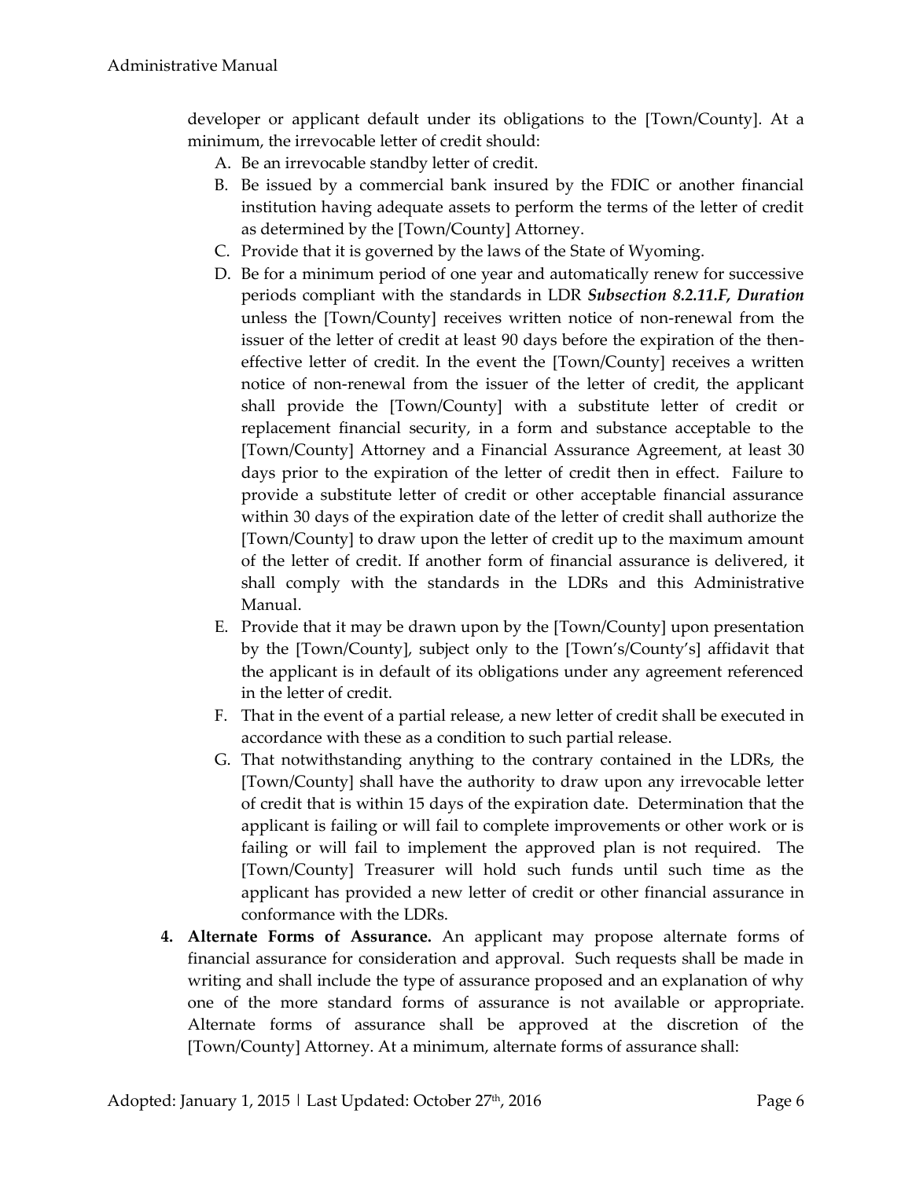developer or applicant default under its obligations to the [Town/County]. At a minimum, the irrevocable letter of credit should:

A. Be an irrevocable standby letter of credit.
B. Be issued by a commercial bank insured by the FDIC or another financial institution having adequate assets to perform the terms of the letter of credit as determined by the [Town/County] Attorney.
C. Provide that it is governed by the laws of the State of Wyoming.
D. Be for a minimum period of one year and automatically renew for successive periods compliant with the standards in LDR ***Subsection 8.2.11.F, Duration*** unless the [Town/County] receives written notice of non-renewal from the issuer of the letter of credit at least 90 days before the expiration of the then-effective letter of credit. In the event the [Town/County] receives a written notice of non-renewal from the issuer of the letter of credit, the applicant shall provide the [Town/County] with a substitute letter of credit or replacement financial security, in a form and substance acceptable to the [Town/County] Attorney and a Financial Assurance Agreement, at least 30 days prior to the expiration of the letter of credit then in effect. Failure to provide a substitute letter of credit or other acceptable financial assurance within 30 days of the expiration date of the letter of credit shall authorize the [Town/County] to draw upon the letter of credit up to the maximum amount of the letter of credit. If another form of financial assurance is delivered, it shall comply with the standards in the LDRs and this Administrative Manual.
E. Provide that it may be drawn upon by the [Town/County] upon presentation by the [Town/County], subject only to the [Town's/County's] affidavit that the applicant is in default of its obligations under any agreement referenced in the letter of credit.
F. That in the event of a partial release, a new letter of credit shall be executed in accordance with these as a condition to such partial release.
G. That notwithstanding anything to the contrary contained in the LDRs, the [Town/County] shall have the authority to draw upon any irrevocable letter of credit that is within 15 days of the expiration date. Determination that the applicant is failing or will fail to complete improvements or other work or is failing or will fail to implement the approved plan is not required. The [Town/County] Treasurer will hold such funds until such time as the applicant has provided a new letter of credit or other financial assurance in conformance with the LDRs.

**4. Alternate Forms of Assurance.** An applicant may propose alternate forms of financial assurance for consideration and approval. Such requests shall be made in writing and shall include the type of assurance proposed and an explanation of why one of the more standard forms of assurance is not available or appropriate. Alternate forms of assurance shall be approved at the discretion of the [Town/County] Attorney. At a minimum, alternate forms of assurance shall: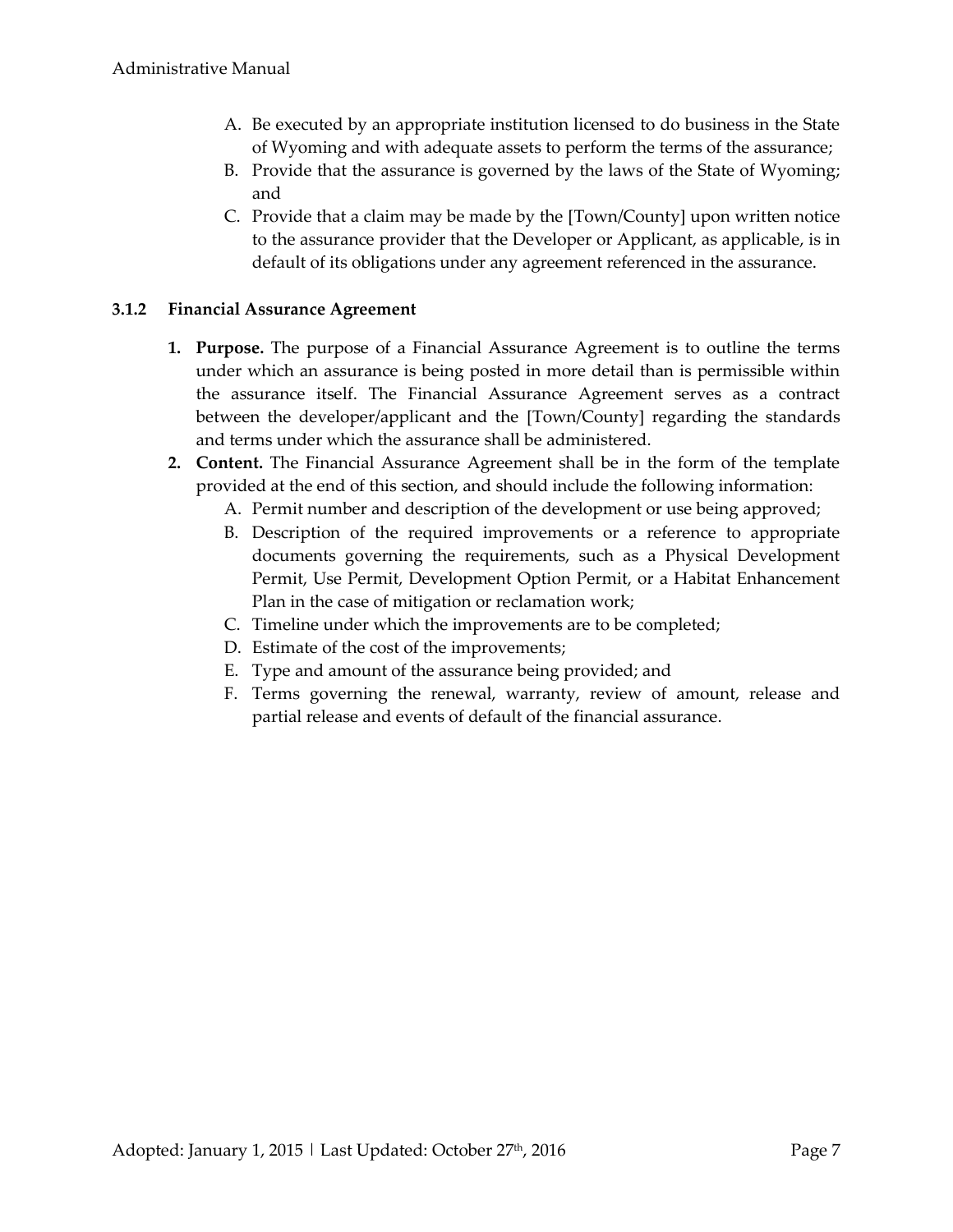A. Be executed by an appropriate institution licensed to do business in the State of Wyoming and with adequate assets to perform the terms of the assurance;
B. Provide that the assurance is governed by the laws of the State of Wyoming; and
C. Provide that a claim may be made by the [Town/County] upon written notice to the assurance provider that the Developer or Applicant, as applicable, is in default of its obligations under any agreement referenced in the assurance.

### 3.1.2 Financial Assurance Agreement

1. **Purpose.** The purpose of a Financial Assurance Agreement is to outline the terms under which an assurance is being posted in more detail than is permissible within the assurance itself. The Financial Assurance Agreement serves as a contract between the developer/applicant and the [Town/County] regarding the standards and terms under which the assurance shall be administered.
2. **Content.** The Financial Assurance Agreement shall be in the form of the template provided at the end of this section, and should include the following information:
   A. Permit number and description of the development or use being approved;
   B. Description of the required improvements or a reference to appropriate documents governing the requirements, such as a Physical Development Permit, Use Permit, Development Option Permit, or a Habitat Enhancement Plan in the case of mitigation or reclamation work;
   C. Timeline under which the improvements are to be completed;
   D. Estimate of the cost of the improvements;
   E. Type and amount of the assurance being provided; and
   F. Terms governing the renewal, warranty, review of amount, release and partial release and events of default of the financial assurance.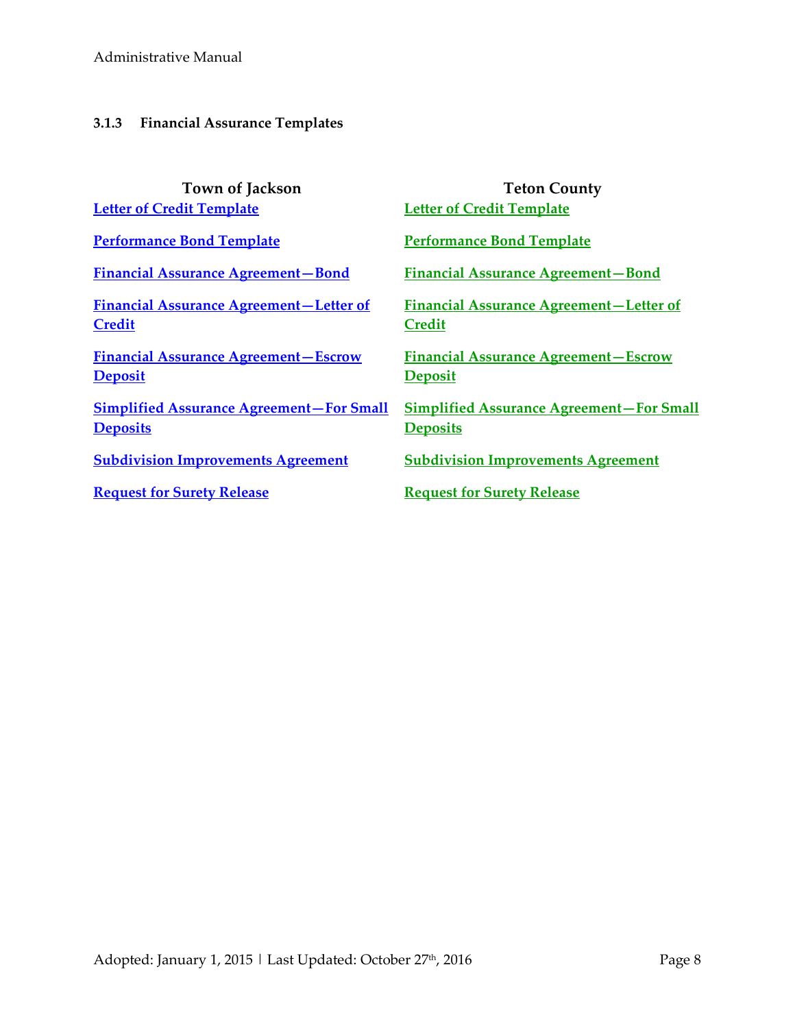### 3.1.3 Financial Assurance Templates

| Town of Jackson | Teton County |
| --- | --- |
| Letter of Credit Template | Letter of Credit Template |
| Performance Bond Template | Performance Bond Template |
| Financial Assurance Agreement—Bond | Financial Assurance Agreement—Bond |
| Financial Assurance Agreement—Letter of Credit | Financial Assurance Agreement—Letter of Credit |
| Financial Assurance Agreement—Escrow Deposit | Financial Assurance Agreement—Escrow Deposit |
| Simplified Assurance Agreement—For Small Deposits | Simplified Assurance Agreement—For Small Deposits |
| Subdivision Improvements Agreement | Subdivision Improvements Agreement |
| Request for Surety Release | Request for Surety Release |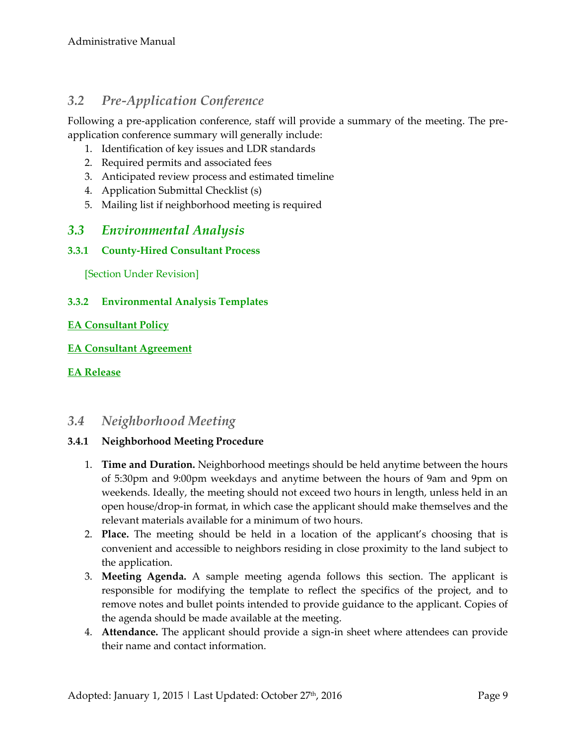## *3.2 Pre-Application Conference*

Following a pre-application conference, staff will provide a summary of the meeting. The pre-application conference summary will generally include:

1. Identification of key issues and LDR standards
2. Required permits and associated fees
3. Anticipated review process and estimated timeline
4. Application Submittal Checklist (s)
5. Mailing list if neighborhood meeting is required

## *3.3 Environmental Analysis*

### 3.3.1 County-Hired Consultant Process

[Section Under Revision]

### 3.3.2 Environmental Analysis Templates

**EA Consultant Policy**

**EA Consultant Agreement**

**EA Release**

## *3.4 Neighborhood Meeting*

### 3.4.1 Neighborhood Meeting Procedure

1. **Time and Duration.** Neighborhood meetings should be held anytime between the hours of 5:30pm and 9:00pm weekdays and anytime between the hours of 9am and 9pm on weekends. Ideally, the meeting should not exceed two hours in length, unless held in an open house/drop-in format, in which case the applicant should make themselves and the relevant materials available for a minimum of two hours.
2. **Place.** The meeting should be held in a location of the applicant's choosing that is convenient and accessible to neighbors residing in close proximity to the land subject to the application.
3. **Meeting Agenda.** A sample meeting agenda follows this section. The applicant is responsible for modifying the template to reflect the specifics of the project, and to remove notes and bullet points intended to provide guidance to the applicant. Copies of the agenda should be made available at the meeting.
4. **Attendance.** The applicant should provide a sign-in sheet where attendees can provide their name and contact information.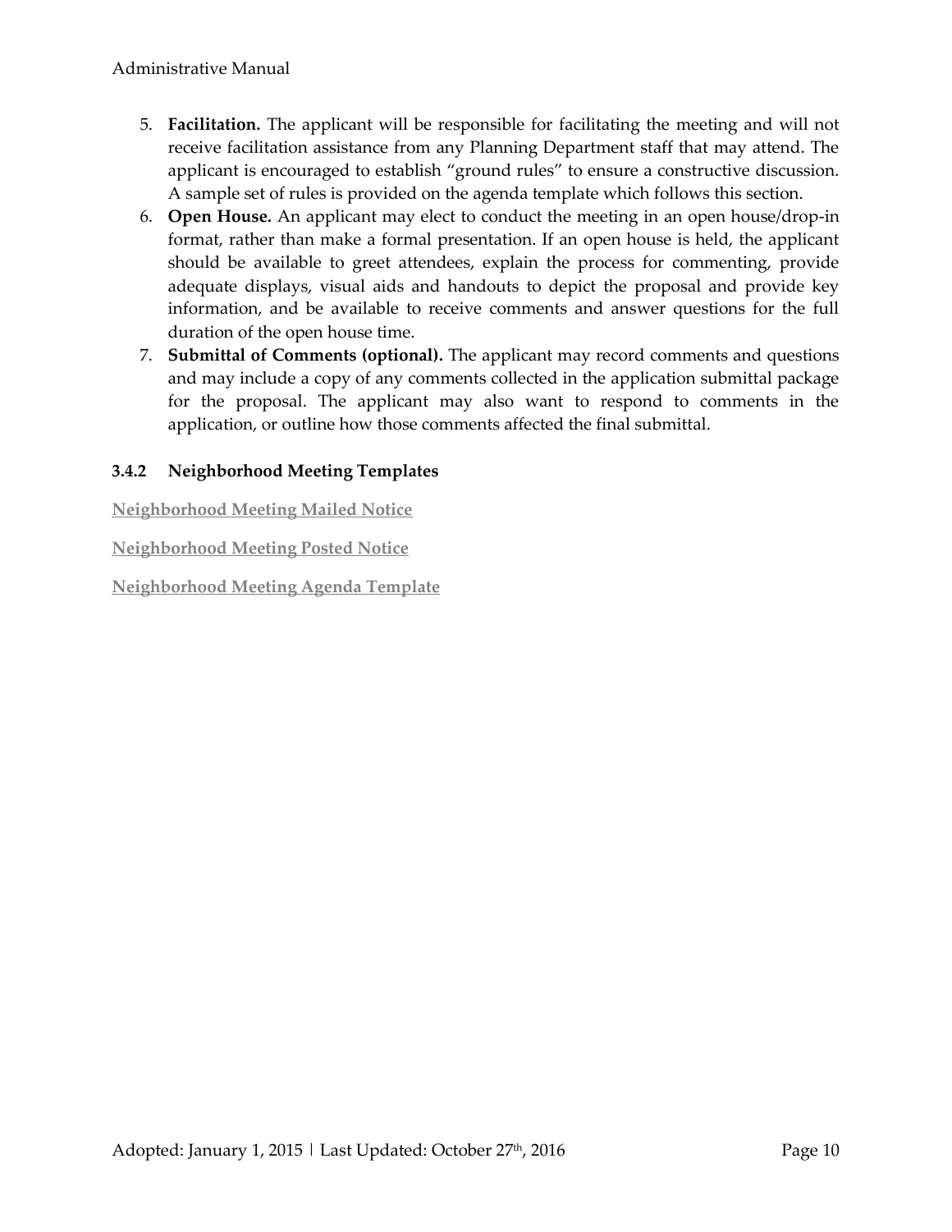5. **Facilitation.** The applicant will be responsible for facilitating the meeting and will not receive facilitation assistance from any Planning Department staff that may attend. The applicant is encouraged to establish "ground rules" to ensure a constructive discussion. A sample set of rules is provided on the agenda template which follows this section.
6. **Open House.** An applicant may elect to conduct the meeting in an open house/drop-in format, rather than make a formal presentation. If an open house is held, the applicant should be available to greet attendees, explain the process for commenting, provide adequate displays, visual aids and handouts to depict the proposal and provide key information, and be available to receive comments and answer questions for the full duration of the open house time.
7. **Submittal of Comments (optional).** The applicant may record comments and questions and may include a copy of any comments collected in the application submittal package for the proposal. The applicant may also want to respond to comments in the application, or outline how those comments affected the final submittal.

### 3.4.2 Neighborhood Meeting Templates

**Neighborhood Meeting Mailed Notice**

**Neighborhood Meeting Posted Notice**

**Neighborhood Meeting Agenda Template**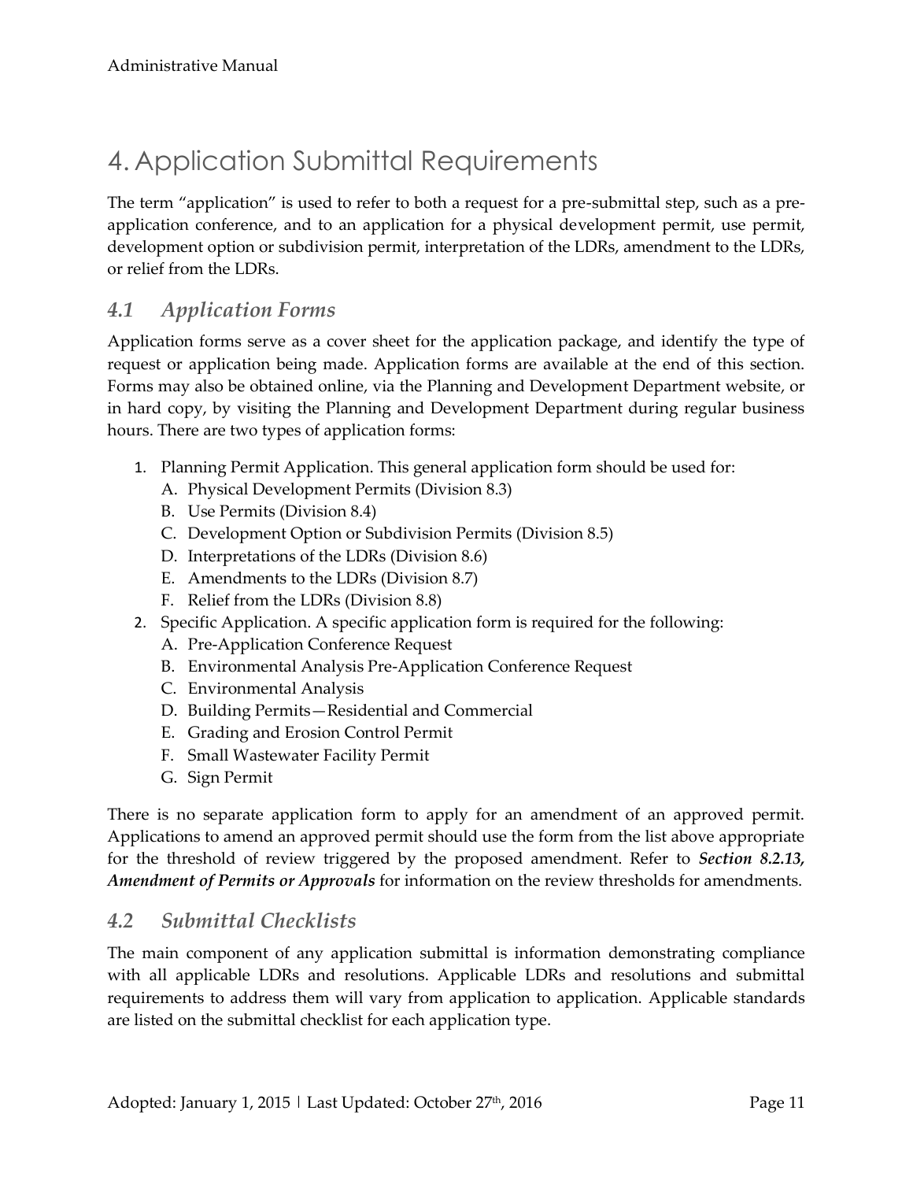# 4. Application Submittal Requirements

The term "application" is used to refer to both a request for a pre-submittal step, such as a pre-application conference, and to an application for a physical development permit, use permit, development option or subdivision permit, interpretation of the LDRs, amendment to the LDRs, or relief from the LDRs.

## *4.1 Application Forms*

Application forms serve as a cover sheet for the application package, and identify the type of request or application being made. Application forms are available at the end of this section. Forms may also be obtained online, via the Planning and Development Department website, or in hard copy, by visiting the Planning and Development Department during regular business hours. There are two types of application forms:

1. Planning Permit Application. This general application form should be used for:
   - A. Physical Development Permits (Division 8.3)
   - B. Use Permits (Division 8.4)
   - C. Development Option or Subdivision Permits (Division 8.5)
   - D. Interpretations of the LDRs (Division 8.6)
   - E. Amendments to the LDRs (Division 8.7)
   - F. Relief from the LDRs (Division 8.8)
2. Specific Application. A specific application form is required for the following:
   - A. Pre-Application Conference Request
   - B. Environmental Analysis Pre-Application Conference Request
   - C. Environmental Analysis
   - D. Building Permits—Residential and Commercial
   - E. Grading and Erosion Control Permit
   - F. Small Wastewater Facility Permit
   - G. Sign Permit

There is no separate application form to apply for an amendment of an approved permit. Applications to amend an approved permit should use the form from the list above appropriate for the threshold of review triggered by the proposed amendment. Refer to ***Section 8.2.13, Amendment of Permits or Approvals*** for information on the review thresholds for amendments.

## *4.2 Submittal Checklists*

The main component of any application submittal is information demonstrating compliance with all applicable LDRs and resolutions. Applicable LDRs and resolutions and submittal requirements to address them will vary from application to application. Applicable standards are listed on the submittal checklist for each application type.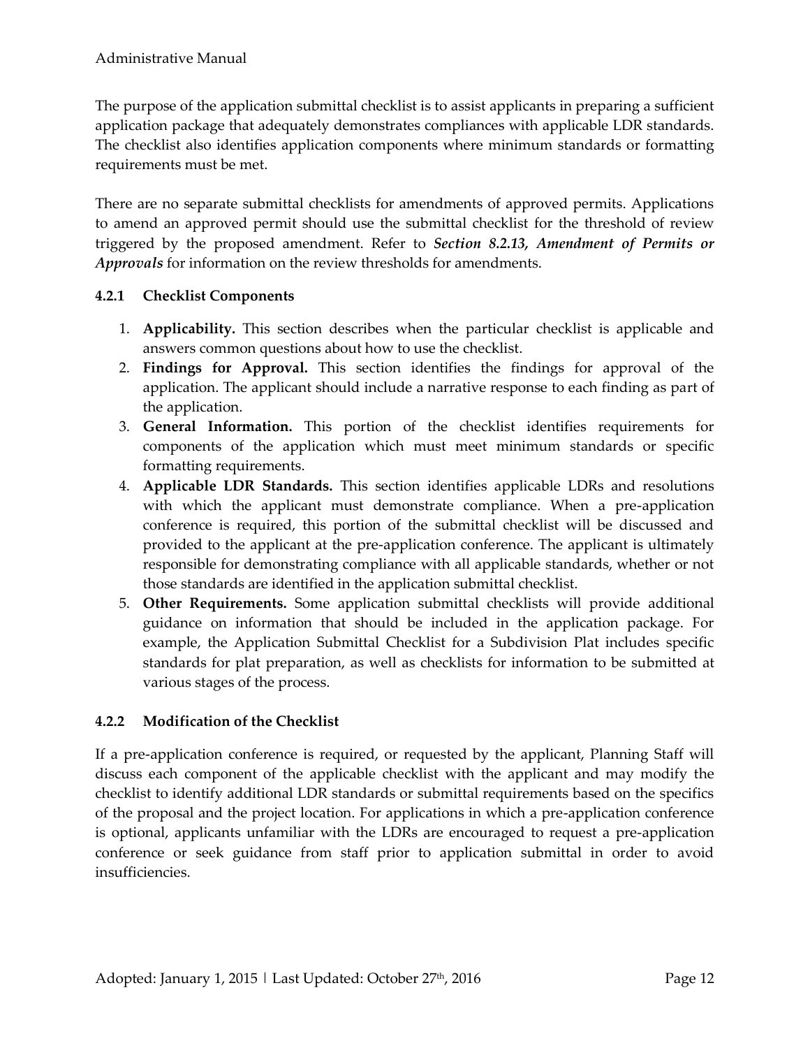The purpose of the application submittal checklist is to assist applicants in preparing a sufficient application package that adequately demonstrates compliances with applicable LDR standards. The checklist also identifies application components where minimum standards or formatting requirements must be met.

There are no separate submittal checklists for amendments of approved permits. Applications to amend an approved permit should use the submittal checklist for the threshold of review triggered by the proposed amendment. Refer to ***Section 8.2.13, Amendment of Permits or Approvals*** for information on the review thresholds for amendments.

### 4.2.1 Checklist Components

1. **Applicability.** This section describes when the particular checklist is applicable and answers common questions about how to use the checklist.
2. **Findings for Approval.** This section identifies the findings for approval of the application. The applicant should include a narrative response to each finding as part of the application.
3. **General Information.** This portion of the checklist identifies requirements for components of the application which must meet minimum standards or specific formatting requirements.
4. **Applicable LDR Standards.** This section identifies applicable LDRs and resolutions with which the applicant must demonstrate compliance. When a pre-application conference is required, this portion of the submittal checklist will be discussed and provided to the applicant at the pre-application conference. The applicant is ultimately responsible for demonstrating compliance with all applicable standards, whether or not those standards are identified in the application submittal checklist.
5. **Other Requirements.** Some application submittal checklists will provide additional guidance on information that should be included in the application package. For example, the Application Submittal Checklist for a Subdivision Plat includes specific standards for plat preparation, as well as checklists for information to be submitted at various stages of the process.

### 4.2.2 Modification of the Checklist

If a pre-application conference is required, or requested by the applicant, Planning Staff will discuss each component of the applicable checklist with the applicant and may modify the checklist to identify additional LDR standards or submittal requirements based on the specifics of the proposal and the project location. For applications in which a pre-application conference is optional, applicants unfamiliar with the LDRs are encouraged to request a pre-application conference or seek guidance from staff prior to application submittal in order to avoid insufficiencies.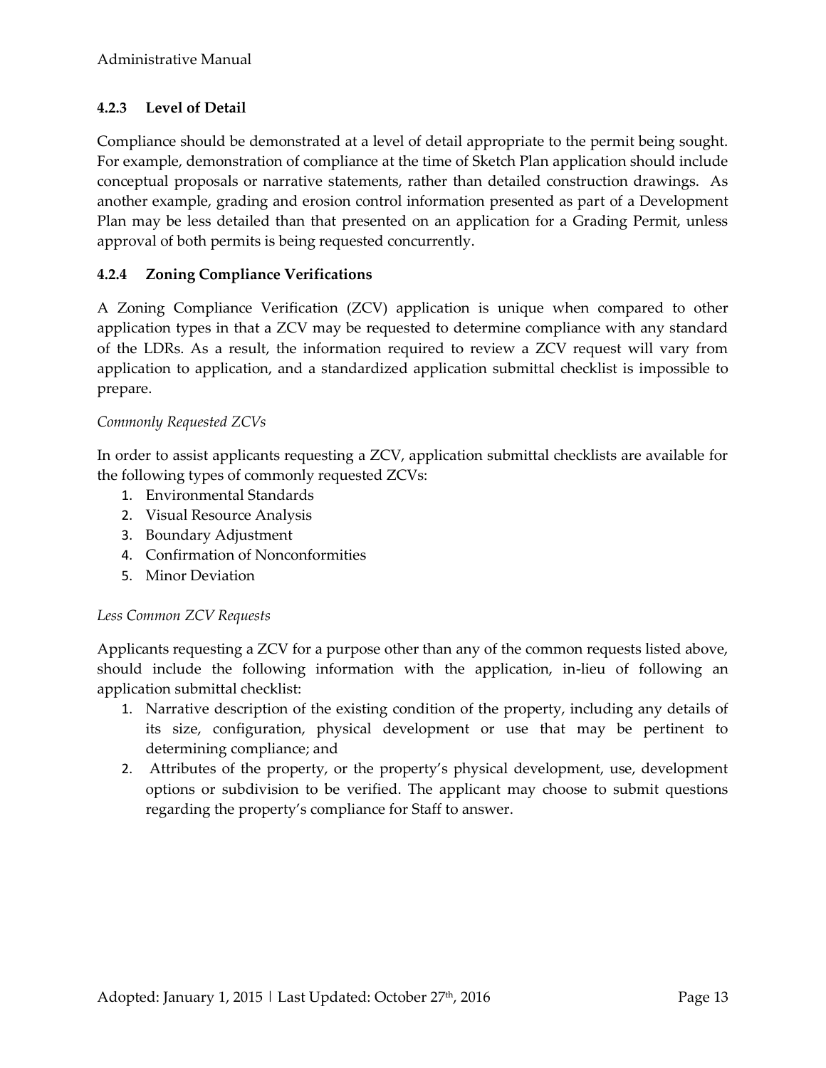### 4.2.3 Level of Detail

Compliance should be demonstrated at a level of detail appropriate to the permit being sought. For example, demonstration of compliance at the time of Sketch Plan application should include conceptual proposals or narrative statements, rather than detailed construction drawings. As another example, grading and erosion control information presented as part of a Development Plan may be less detailed than that presented on an application for a Grading Permit, unless approval of both permits is being requested concurrently.

### 4.2.4 Zoning Compliance Verifications

A Zoning Compliance Verification (ZCV) application is unique when compared to other application types in that a ZCV may be requested to determine compliance with any standard of the LDRs. As a result, the information required to review a ZCV request will vary from application to application, and a standardized application submittal checklist is impossible to prepare.

*Commonly Requested ZCVs*

In order to assist applicants requesting a ZCV, application submittal checklists are available for the following types of commonly requested ZCVs:

1. Environmental Standards
2. Visual Resource Analysis
3. Boundary Adjustment
4. Confirmation of Nonconformities
5. Minor Deviation

*Less Common ZCV Requests*

Applicants requesting a ZCV for a purpose other than any of the common requests listed above, should include the following information with the application, in-lieu of following an application submittal checklist:

1. Narrative description of the existing condition of the property, including any details of its size, configuration, physical development or use that may be pertinent to determining compliance; and
2. Attributes of the property, or the property's physical development, use, development options or subdivision to be verified. The applicant may choose to submit questions regarding the property's compliance for Staff to answer.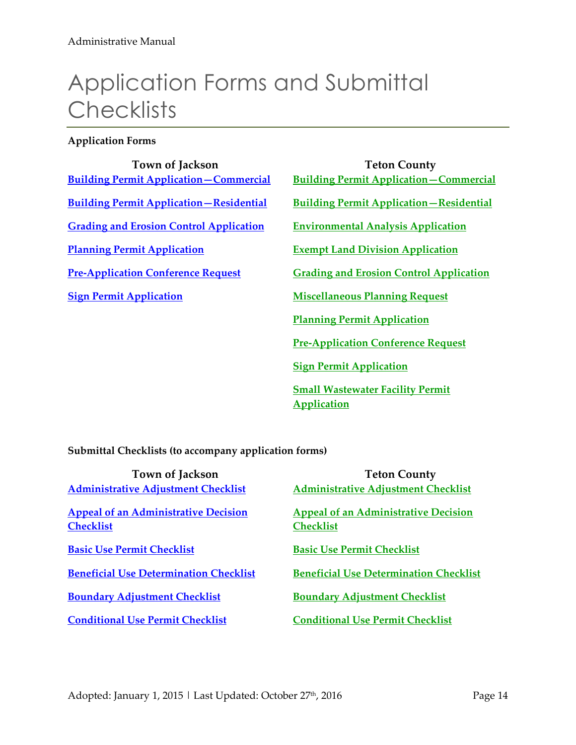# Application Forms and Submittal Checklists

**Application Forms**

| Town of Jackson | Teton County |
|---|---|
| Building Permit Application—Commercial | Building Permit Application—Commercial |
| Building Permit Application—Residential | Building Permit Application—Residential |
| Grading and Erosion Control Application | Environmental Analysis Application |
| Planning Permit Application | Exempt Land Division Application |
| Pre-Application Conference Request | Grading and Erosion Control Application |
| Sign Permit Application | Miscellaneous Planning Request |
| | Planning Permit Application |
| | Pre-Application Conference Request |
| | Sign Permit Application |
| | Small Wastewater Facility Permit Application |

**Submittal Checklists (to accompany application forms)**

| Town of Jackson | Teton County |
|---|---|
| Administrative Adjustment Checklist | Administrative Adjustment Checklist |
| Appeal of an Administrative Decision Checklist | Appeal of an Administrative Decision Checklist |
| Basic Use Permit Checklist | Basic Use Permit Checklist |
| Beneficial Use Determination Checklist | Beneficial Use Determination Checklist |
| Boundary Adjustment Checklist | Boundary Adjustment Checklist |
| Conditional Use Permit Checklist | Conditional Use Permit Checklist |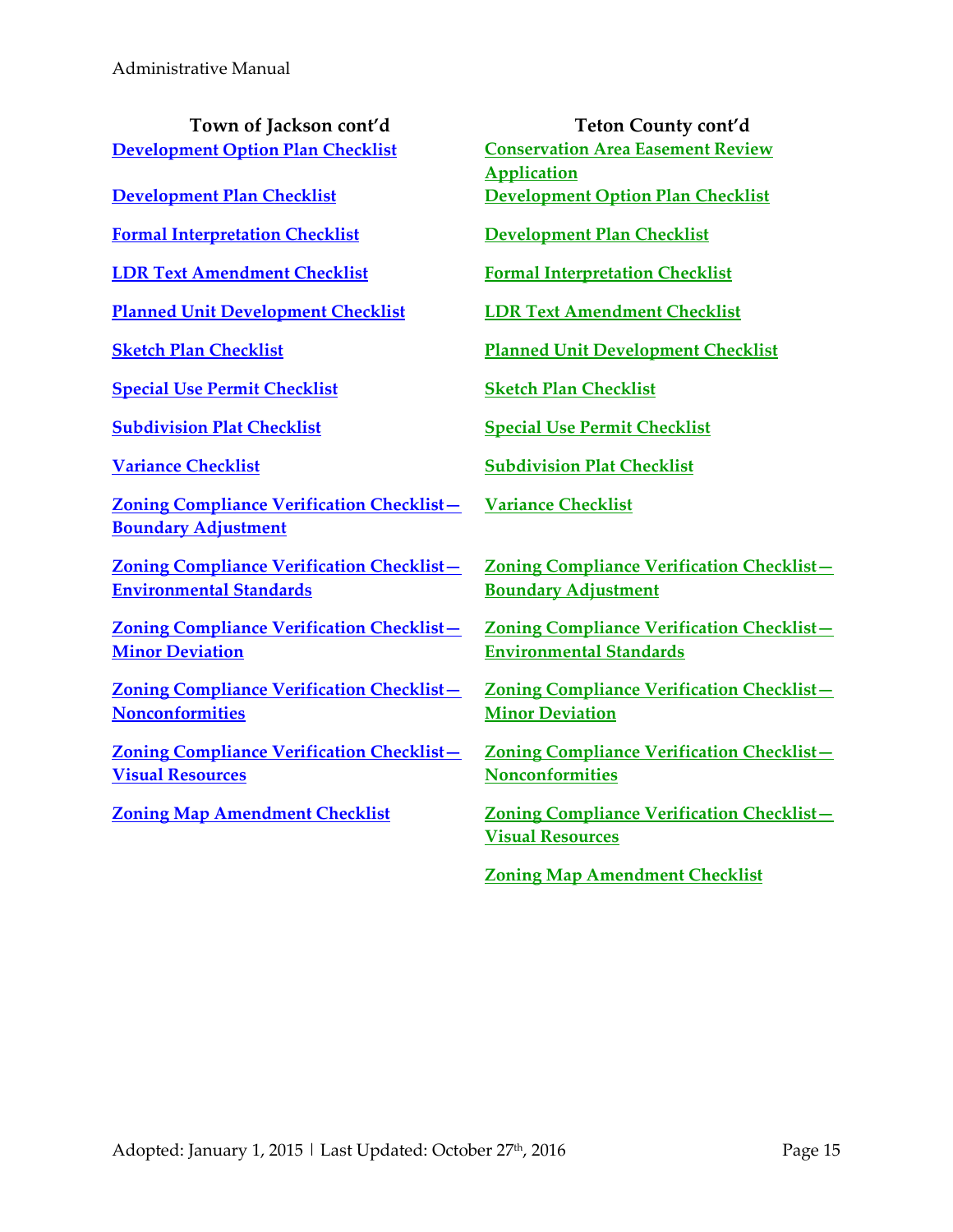**Town of Jackson cont'd**

**Development Option Plan Checklist**

**Development Plan Checklist**

**Formal Interpretation Checklist**

**LDR Text Amendment Checklist**

**Planned Unit Development Checklist**

**Sketch Plan Checklist**

**Special Use Permit Checklist**

**Subdivision Plat Checklist**

**Variance Checklist**

**Zoning Compliance Verification Checklist—Boundary Adjustment**

**Zoning Compliance Verification Checklist—Environmental Standards**

**Zoning Compliance Verification Checklist—Minor Deviation**

**Zoning Compliance Verification Checklist—Nonconformities**

**Zoning Compliance Verification Checklist—Visual Resources**

**Zoning Map Amendment Checklist**

**Teton County cont'd**

**Conservation Area Easement Review Application**

**Development Option Plan Checklist**

**Development Plan Checklist**

**Formal Interpretation Checklist**

**LDR Text Amendment Checklist**

**Planned Unit Development Checklist**

**Sketch Plan Checklist**

**Special Use Permit Checklist**

**Subdivision Plat Checklist**

**Variance Checklist**

**Zoning Compliance Verification Checklist—Boundary Adjustment**

**Zoning Compliance Verification Checklist—Environmental Standards**

**Zoning Compliance Verification Checklist—Minor Deviation**

**Zoning Compliance Verification Checklist—Nonconformities**

**Zoning Compliance Verification Checklist—Visual Resources**

**Zoning Map Amendment Checklist**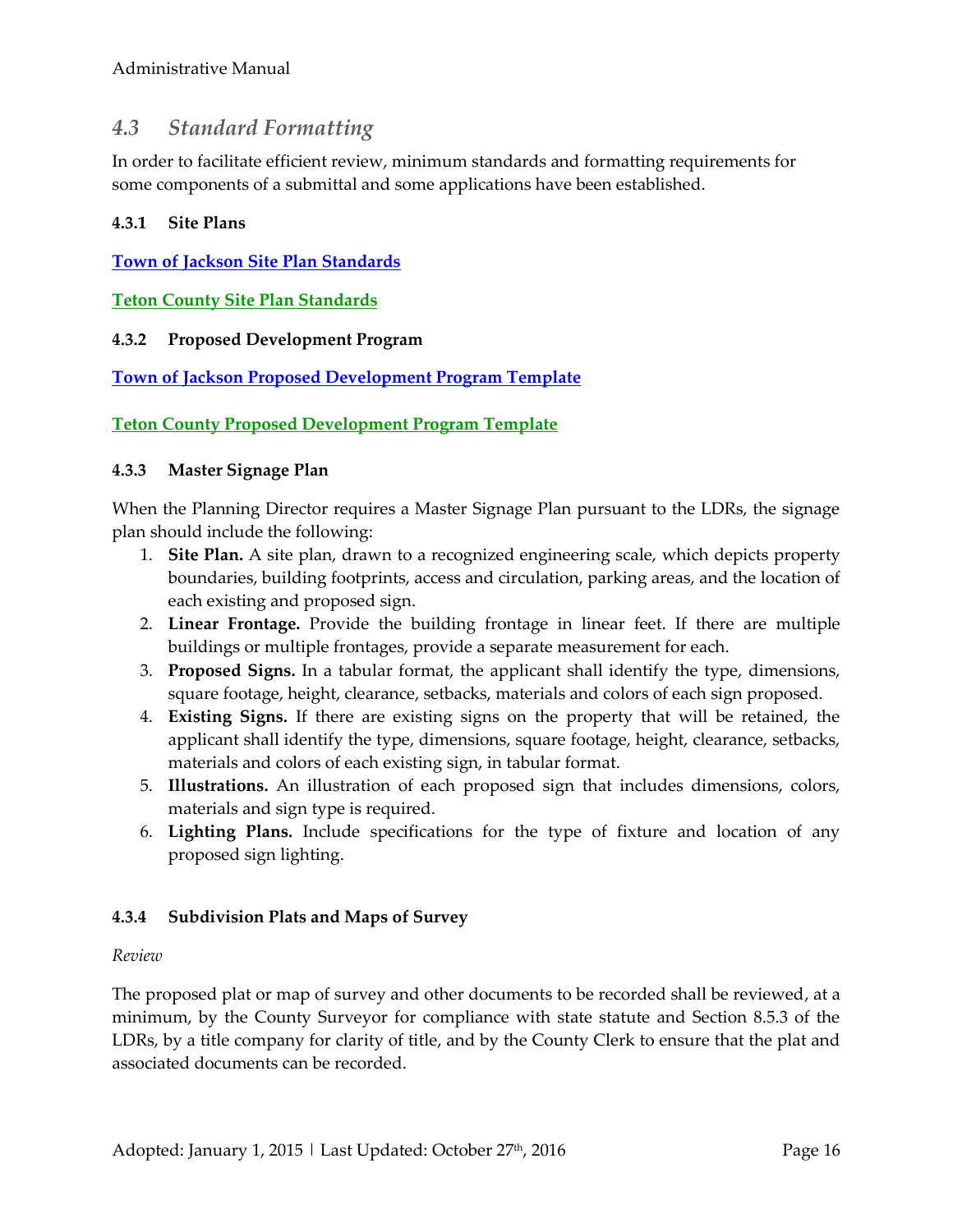## 4.3 *Standard Formatting*

In order to facilitate efficient review, minimum standards and formatting requirements for some components of a submittal and some applications have been established.

### 4.3.1 Site Plans

**Town of Jackson Site Plan Standards**

**Teton County Site Plan Standards**

### 4.3.2 Proposed Development Program

**Town of Jackson Proposed Development Program Template**

**Teton County Proposed Development Program Template**

### 4.3.3 Master Signage Plan

When the Planning Director requires a Master Signage Plan pursuant to the LDRs, the signage plan should include the following:

1. **Site Plan.** A site plan, drawn to a recognized engineering scale, which depicts property boundaries, building footprints, access and circulation, parking areas, and the location of each existing and proposed sign.
2. **Linear Frontage.** Provide the building frontage in linear feet. If there are multiple buildings or multiple frontages, provide a separate measurement for each.
3. **Proposed Signs.** In a tabular format, the applicant shall identify the type, dimensions, square footage, height, clearance, setbacks, materials and colors of each sign proposed.
4. **Existing Signs.** If there are existing signs on the property that will be retained, the applicant shall identify the type, dimensions, square footage, height, clearance, setbacks, materials and colors of each existing sign, in tabular format.
5. **Illustrations.** An illustration of each proposed sign that includes dimensions, colors, materials and sign type is required.
6. **Lighting Plans.** Include specifications for the type of fixture and location of any proposed sign lighting.

### 4.3.4 Subdivision Plats and Maps of Survey

*Review*

The proposed plat or map of survey and other documents to be recorded shall be reviewed, at a minimum, by the County Surveyor for compliance with state statute and Section 8.5.3 of the LDRs, by a title company for clarity of title, and by the County Clerk to ensure that the plat and associated documents can be recorded.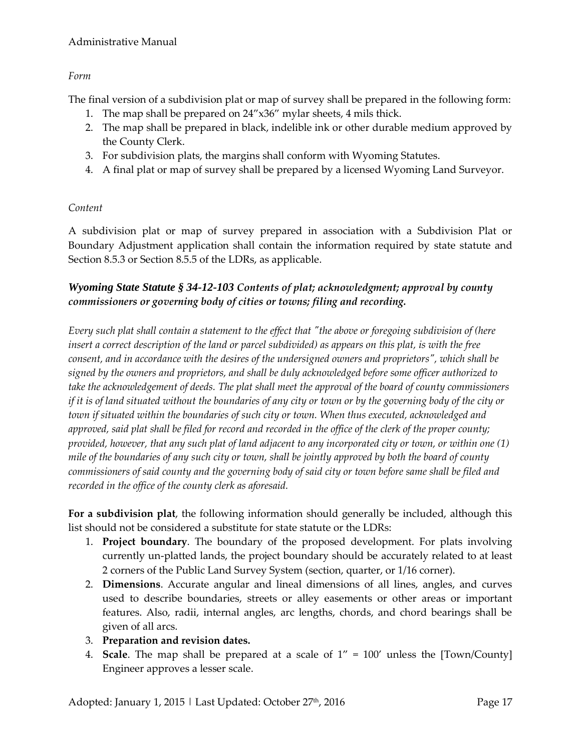*Form*

The final version of a subdivision plat or map of survey shall be prepared in the following form:

1. The map shall be prepared on 24"x36" mylar sheets, 4 mils thick.
2. The map shall be prepared in black, indelible ink or other durable medium approved by the County Clerk.
3. For subdivision plats, the margins shall conform with Wyoming Statutes.
4. A final plat or map of survey shall be prepared by a licensed Wyoming Land Surveyor.

*Content*

A subdivision plat or map of survey prepared in association with a Subdivision Plat or Boundary Adjustment application shall contain the information required by state statute and Section 8.5.3 or Section 8.5.5 of the LDRs, as applicable.

***Wyoming State Statute § 34-12-103 Contents of plat; acknowledgment; approval by county commissioners or governing body of cities or towns; filing and recording.***

*Every such plat shall contain a statement to the effect that "the above or foregoing subdivision of (here insert a correct description of the land or parcel subdivided) as appears on this plat, is with the free consent, and in accordance with the desires of the undersigned owners and proprietors", which shall be signed by the owners and proprietors, and shall be duly acknowledged before some officer authorized to take the acknowledgement of deeds. The plat shall meet the approval of the board of county commissioners if it is of land situated without the boundaries of any city or town or by the governing body of the city or town if situated within the boundaries of such city or town. When thus executed, acknowledged and approved, said plat shall be filed for record and recorded in the office of the clerk of the proper county; provided, however, that any such plat of land adjacent to any incorporated city or town, or within one (1) mile of the boundaries of any such city or town, shall be jointly approved by both the board of county commissioners of said county and the governing body of said city or town before same shall be filed and recorded in the office of the county clerk as aforesaid.*

**For a subdivision plat**, the following information should generally be included, although this list should not be considered a substitute for state statute or the LDRs:

1. **Project boundary**. The boundary of the proposed development. For plats involving currently un-platted lands, the project boundary should be accurately related to at least 2 corners of the Public Land Survey System (section, quarter, or 1/16 corner).
2. **Dimensions**. Accurate angular and lineal dimensions of all lines, angles, and curves used to describe boundaries, streets or alley easements or other areas or important features. Also, radii, internal angles, arc lengths, chords, and chord bearings shall be given of all arcs.
3. **Preparation and revision dates.**
4. **Scale**. The map shall be prepared at a scale of 1" = 100' unless the [Town/County] Engineer approves a lesser scale.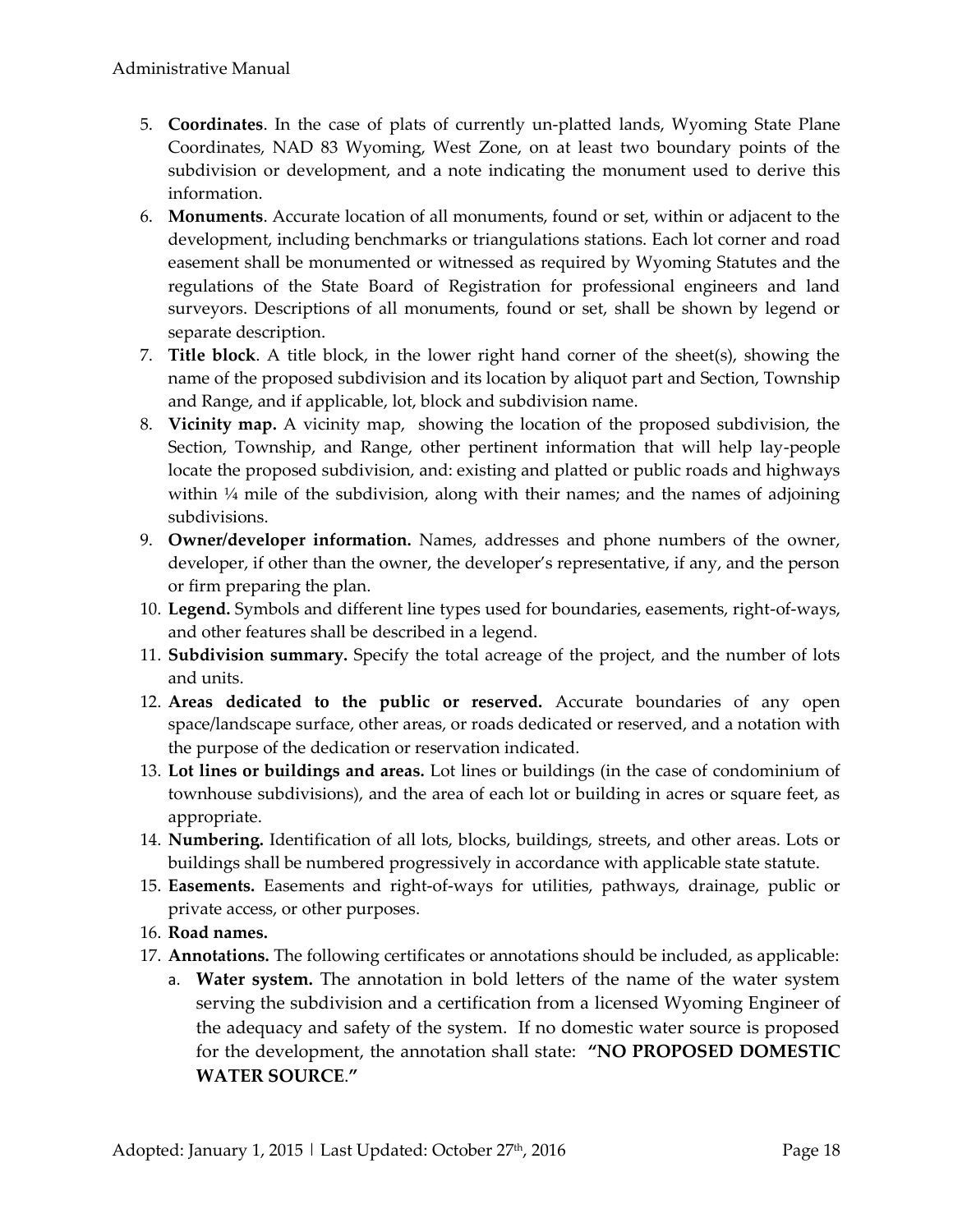5. **Coordinates**. In the case of plats of currently un-platted lands, Wyoming State Plane Coordinates, NAD 83 Wyoming, West Zone, on at least two boundary points of the subdivision or development, and a note indicating the monument used to derive this information.
6. **Monuments**. Accurate location of all monuments, found or set, within or adjacent to the development, including benchmarks or triangulations stations. Each lot corner and road easement shall be monumented or witnessed as required by Wyoming Statutes and the regulations of the State Board of Registration for professional engineers and land surveyors. Descriptions of all monuments, found or set, shall be shown by legend or separate description.
7. **Title block**. A title block, in the lower right hand corner of the sheet(s), showing the name of the proposed subdivision and its location by aliquot part and Section, Township and Range, and if applicable, lot, block and subdivision name.
8. **Vicinity map.** A vicinity map, showing the location of the proposed subdivision, the Section, Township, and Range, other pertinent information that will help lay-people locate the proposed subdivision, and: existing and platted or public roads and highways within ¼ mile of the subdivision, along with their names; and the names of adjoining subdivisions.
9. **Owner/developer information.** Names, addresses and phone numbers of the owner, developer, if other than the owner, the developer's representative, if any, and the person or firm preparing the plan.
10. **Legend.** Symbols and different line types used for boundaries, easements, right-of-ways, and other features shall be described in a legend.
11. **Subdivision summary.** Specify the total acreage of the project, and the number of lots and units.
12. **Areas dedicated to the public or reserved.** Accurate boundaries of any open space/landscape surface, other areas, or roads dedicated or reserved, and a notation with the purpose of the dedication or reservation indicated.
13. **Lot lines or buildings and areas.** Lot lines or buildings (in the case of condominium of townhouse subdivisions), and the area of each lot or building in acres or square feet, as appropriate.
14. **Numbering.** Identification of all lots, blocks, buildings, streets, and other areas. Lots or buildings shall be numbered progressively in accordance with applicable state statute.
15. **Easements.** Easements and right-of-ways for utilities, pathways, drainage, public or private access, or other purposes.
16. **Road names.**
17. **Annotations.** The following certificates or annotations should be included, as applicable:
    a. **Water system.** The annotation in bold letters of the name of the water system serving the subdivision and a certification from a licensed Wyoming Engineer of the adequacy and safety of the system. If no domestic water source is proposed for the development, the annotation shall state: **"NO PROPOSED DOMESTIC WATER SOURCE."**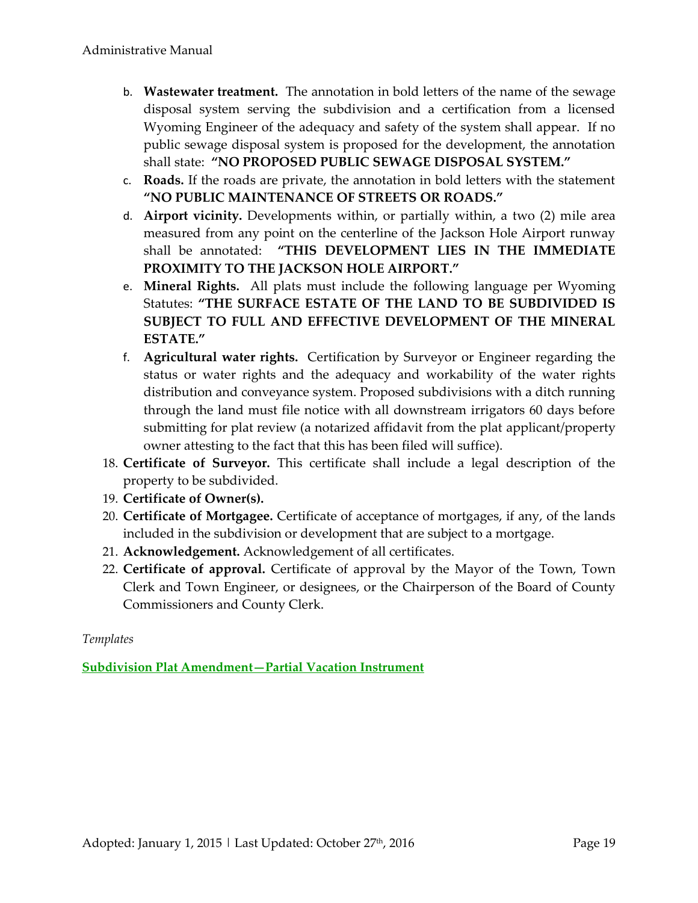b. **Wastewater treatment.** The annotation in bold letters of the name of the sewage disposal system serving the subdivision and a certification from a licensed Wyoming Engineer of the adequacy and safety of the system shall appear. If no public sewage disposal system is proposed for the development, the annotation shall state: **"NO PROPOSED PUBLIC SEWAGE DISPOSAL SYSTEM."**

c. **Roads.** If the roads are private, the annotation in bold letters with the statement **"NO PUBLIC MAINTENANCE OF STREETS OR ROADS."**

d. **Airport vicinity.** Developments within, or partially within, a two (2) mile area measured from any point on the centerline of the Jackson Hole Airport runway shall be annotated: **"THIS DEVELOPMENT LIES IN THE IMMEDIATE PROXIMITY TO THE JACKSON HOLE AIRPORT."**

e. **Mineral Rights.** All plats must include the following language per Wyoming Statutes: **"THE SURFACE ESTATE OF THE LAND TO BE SUBDIVIDED IS SUBJECT TO FULL AND EFFECTIVE DEVELOPMENT OF THE MINERAL ESTATE."**

f. **Agricultural water rights.** Certification by Surveyor or Engineer regarding the status or water rights and the adequacy and workability of the water rights distribution and conveyance system. Proposed subdivisions with a ditch running through the land must file notice with all downstream irrigators 60 days before submitting for plat review (a notarized affidavit from the plat applicant/property owner attesting to the fact that this has been filed will suffice).

18. **Certificate of Surveyor.** This certificate shall include a legal description of the property to be subdivided.
19. **Certificate of Owner(s).**
20. **Certificate of Mortgagee.** Certificate of acceptance of mortgages, if any, of the lands included in the subdivision or development that are subject to a mortgage.
21. **Acknowledgement.** Acknowledgement of all certificates.
22. **Certificate of approval.** Certificate of approval by the Mayor of the Town, Town Clerk and Town Engineer, or designees, or the Chairperson of the Board of County Commissioners and County Clerk.

*Templates*

**Subdivision Plat Amendment—Partial Vacation Instrument**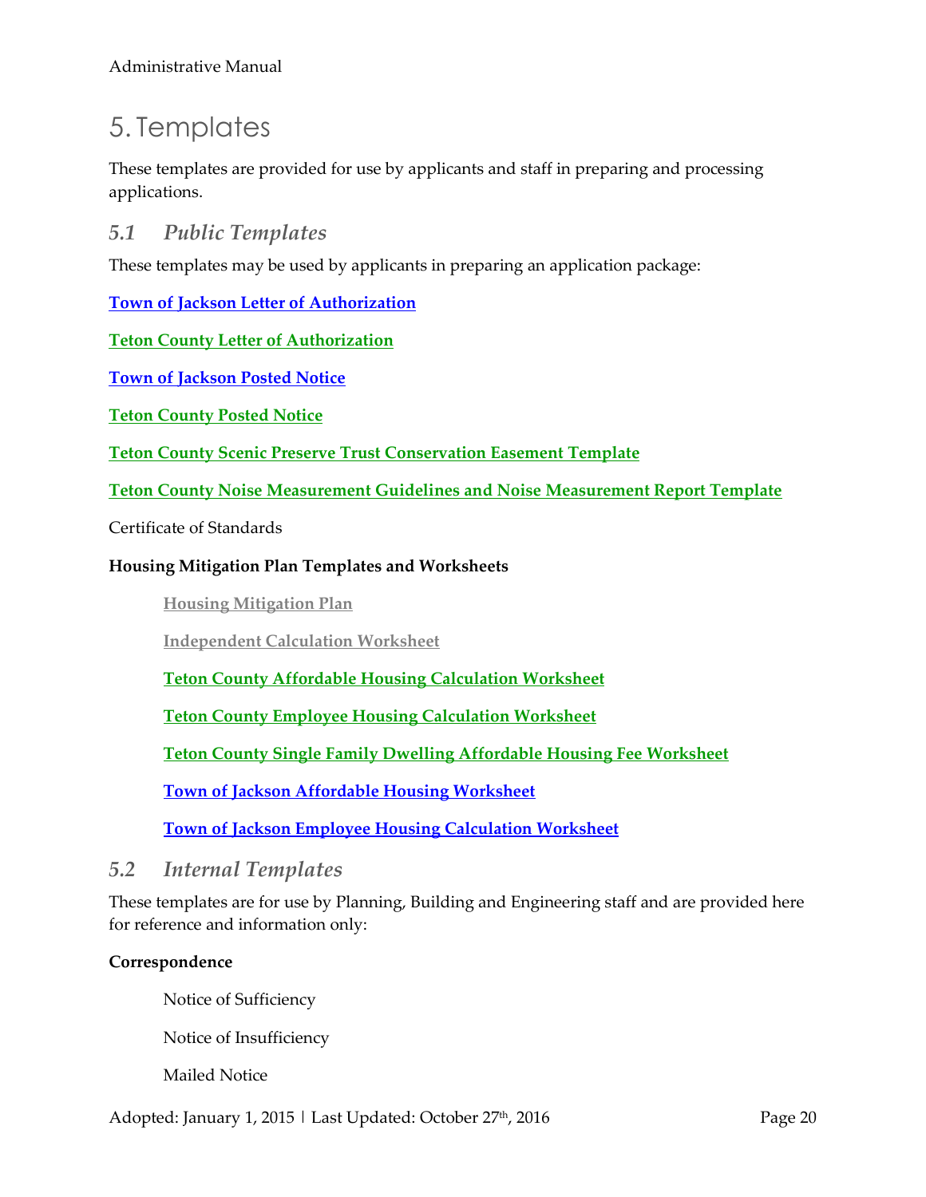# 5. Templates

These templates are provided for use by applicants and staff in preparing and processing applications.

## 5.1 *Public Templates*

These templates may be used by applicants in preparing an application package:

**Town of Jackson Letter of Authorization**

**Teton County Letter of Authorization**

**Town of Jackson Posted Notice**

**Teton County Posted Notice**

**Teton County Scenic Preserve Trust Conservation Easement Template**

**Teton County Noise Measurement Guidelines and Noise Measurement Report Template**

Certificate of Standards

**Housing Mitigation Plan Templates and Worksheets**

- **Housing Mitigation Plan**
- **Independent Calculation Worksheet**
- **Teton County Affordable Housing Calculation Worksheet**
- **Teton County Employee Housing Calculation Worksheet**
- **Teton County Single Family Dwelling Affordable Housing Fee Worksheet**
- **Town of Jackson Affordable Housing Worksheet**
- **Town of Jackson Employee Housing Calculation Worksheet**

## 5.2 *Internal Templates*

These templates are for use by Planning, Building and Engineering staff and are provided here for reference and information only:

**Correspondence**

- Notice of Sufficiency
- Notice of Insufficiency
- Mailed Notice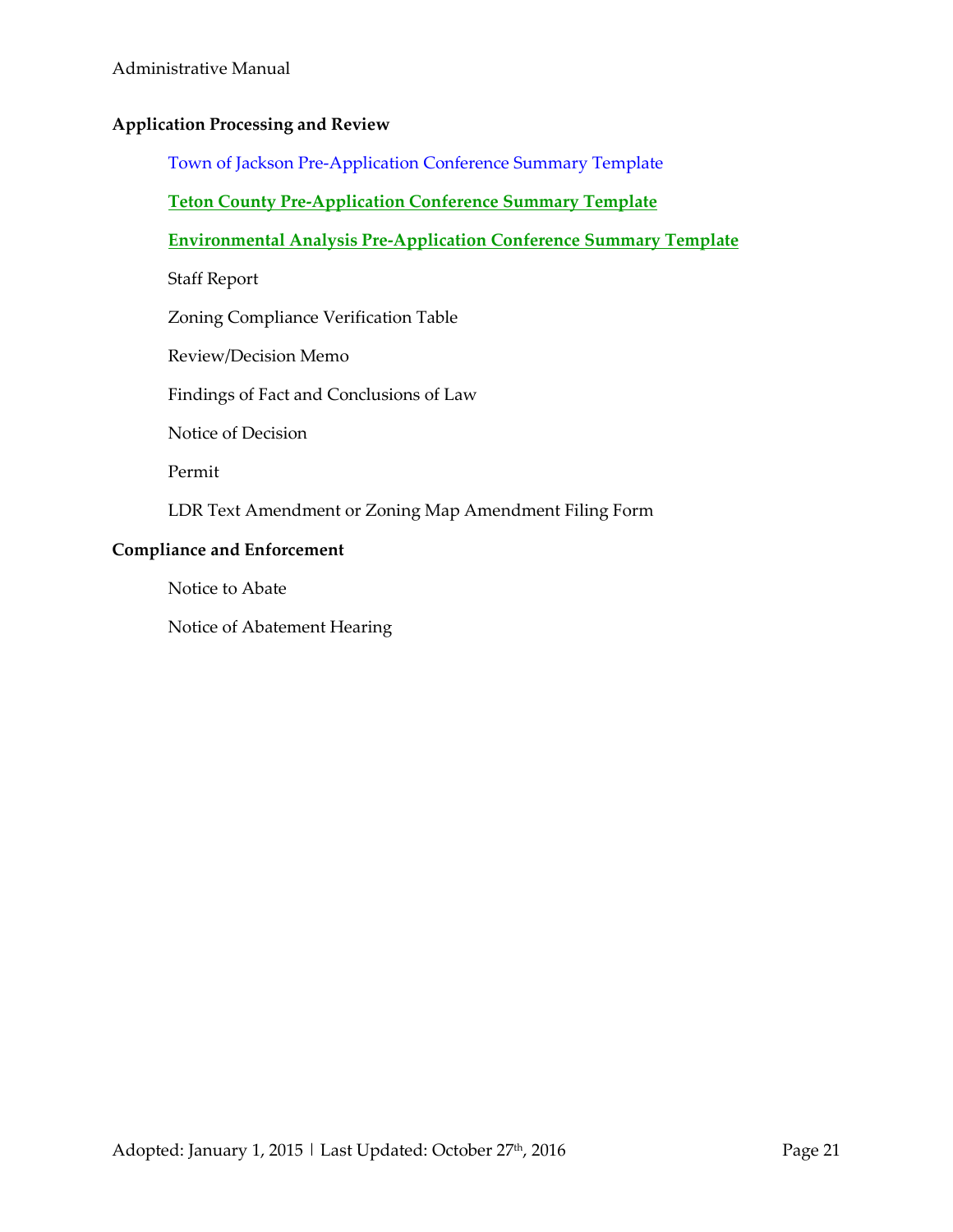**Application Processing and Review**

Town of Jackson Pre-Application Conference Summary Template

**Teton County Pre-Application Conference Summary Template**

**Environmental Analysis Pre-Application Conference Summary Template**

Staff Report

Zoning Compliance Verification Table

Review/Decision Memo

Findings of Fact and Conclusions of Law

Notice of Decision

Permit

LDR Text Amendment or Zoning Map Amendment Filing Form

**Compliance and Enforcement**

Notice to Abate

Notice of Abatement Hearing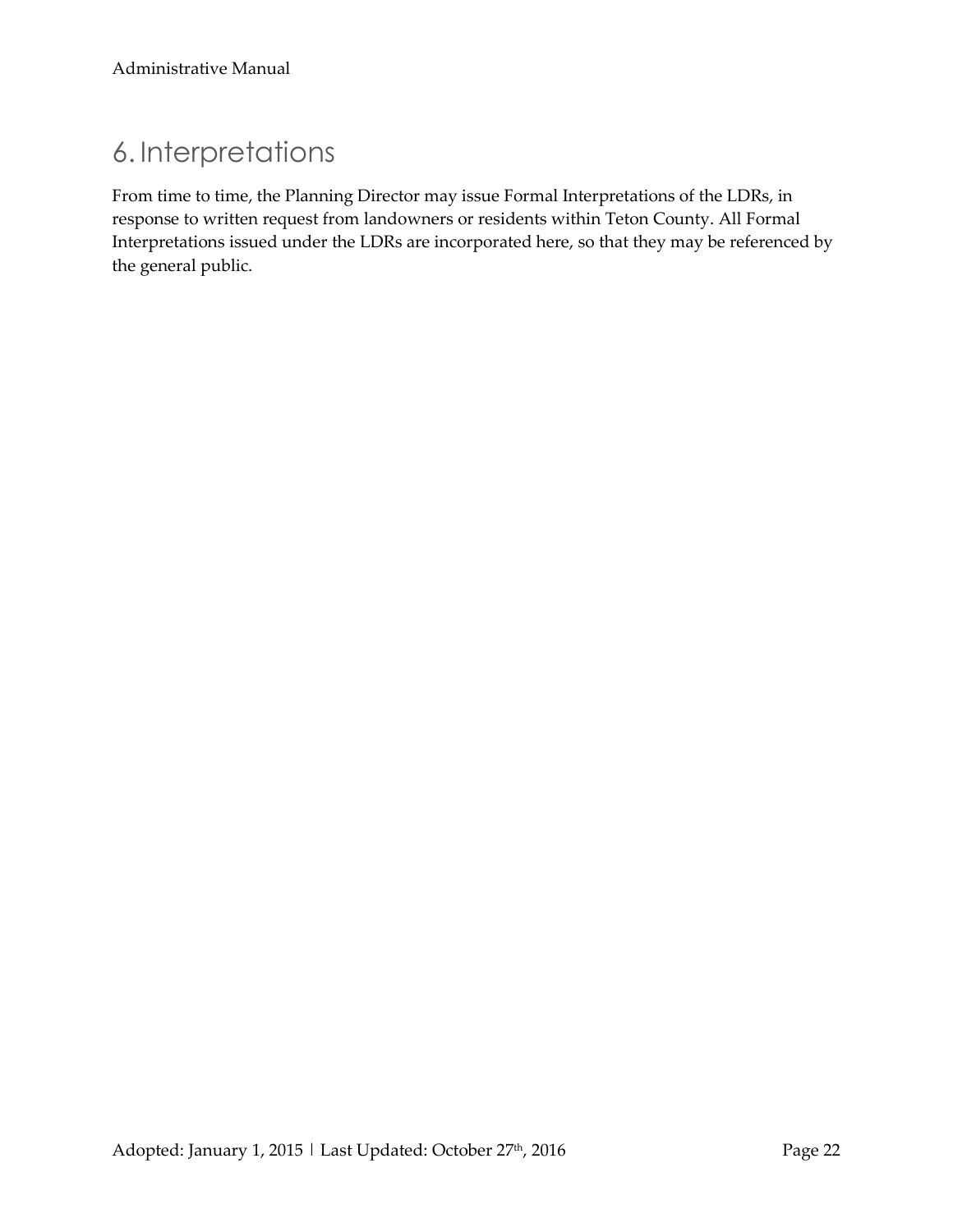# 6. Interpretations

From time to time, the Planning Director may issue Formal Interpretations of the LDRs, in response to written request from landowners or residents within Teton County. All Formal Interpretations issued under the LDRs are incorporated here, so that they may be referenced by the general public.